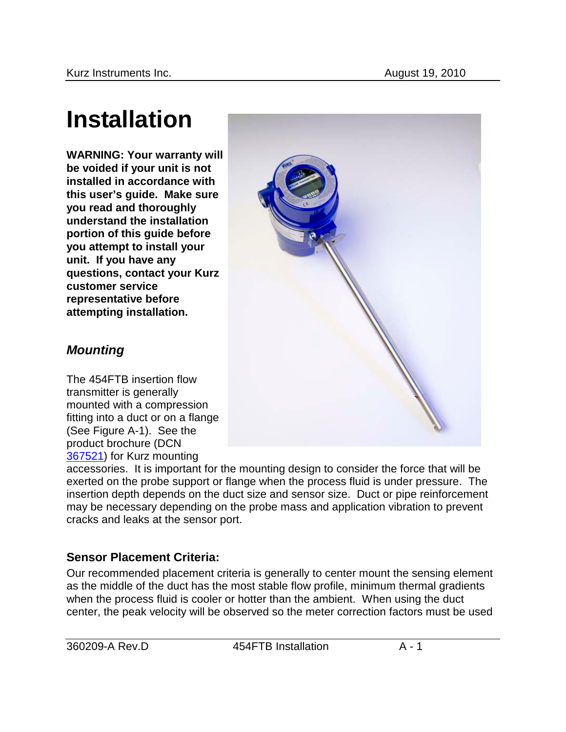# Installation

**WARNING: Your warranty will be voided if your unit is not installed in accordance with this user's guide. Make sure you read and thoroughly understand the installation portion of this guide before you attempt to install your unit. If you have any questions, contact your Kurz customer service representative before attempting installation.**

## *Mounting*

The 454FTB insertion flow transmitter is generally mounted with a compression fitting into a duct or on a flange (See Figure A-1). See the product brochure (DCN 367521) for Kurz mounting accessories. It is important for the mounting design to consider the force that will be exerted on the probe support or flange when the process fluid is under pressure. The insertion depth depends on the duct size and sensor size. Duct or pipe reinforcement may be necessary depending on the probe mass and application vibration to prevent cracks and leaks at the sensor port.

### Sensor Placement Criteria:

Our recommended placement criteria is generally to center mount the sensing element as the middle of the duct has the most stable flow profile, minimum thermal gradients when the process fluid is cooler or hotter than the ambient. When using the duct center, the peak velocity will be observed so the meter correction factors must be used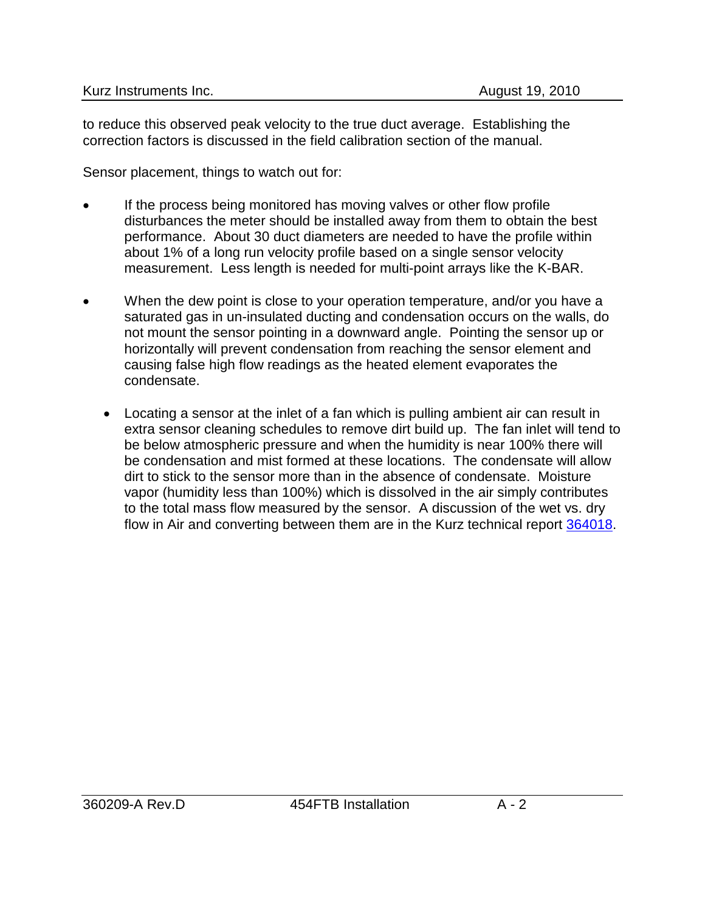to reduce this observed peak velocity to the true duct average. Establishing the correction factors is discussed in the field calibration section of the manual.

Sensor placement, things to watch out for:

- If the process being monitored has moving valves or other flow profile disturbances the meter should be installed away from them to obtain the best performance. About 30 duct diameters are needed to have the profile within about 1% of a long run velocity profile based on a single sensor velocity measurement. Less length is needed for multi-point arrays like the K-BAR.

- When the dew point is close to your operation temperature, and/or you have a saturated gas in un-insulated ducting and condensation occurs on the walls, do not mount the sensor pointing in a downward angle. Pointing the sensor up or horizontally will prevent condensation from reaching the sensor element and causing false high flow readings as the heated element evaporates the condensate.

  - Locating a sensor at the inlet of a fan which is pulling ambient air can result in extra sensor cleaning schedules to remove dirt build up. The fan inlet will tend to be below atmospheric pressure and when the humidity is near 100% there will be condensation and mist formed at these locations. The condensate will allow dirt to stick to the sensor more than in the absence of condensate. Moisture vapor (humidity less than 100%) which is dissolved in the air simply contributes to the total mass flow measured by the sensor. A discussion of the wet vs. dry flow in Air and converting between them are in the Kurz technical report 364018.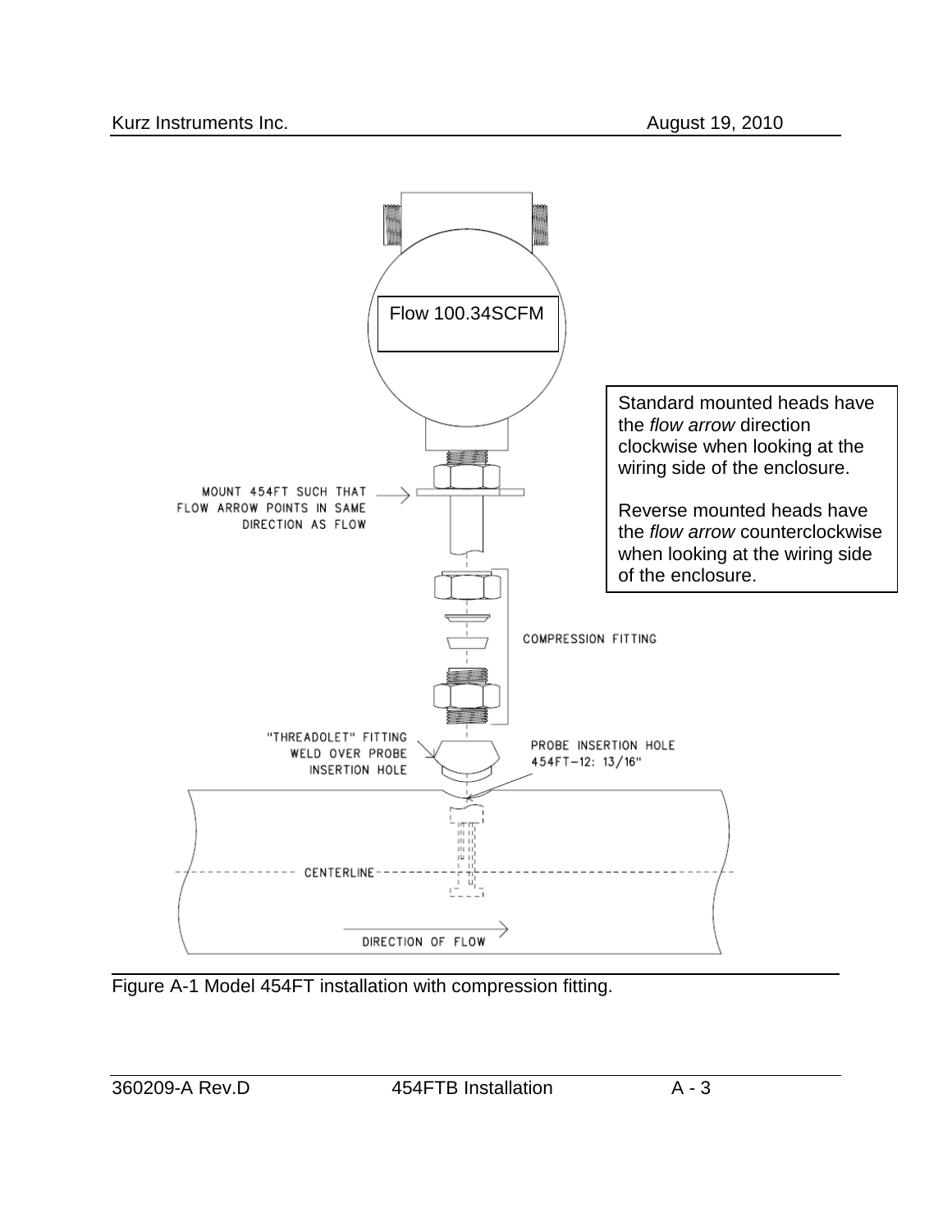Flow 100.34SCFM

Standard mounted heads have the *flow arrow* direction clockwise when looking at the wiring side of the enclosure.

Reverse mounted heads have the *flow arrow* counterclockwise when looking at the wiring side of the enclosure.

MOUNT 454FT SUCH THAT FLOW ARROW POINTS IN SAME DIRECTION AS FLOW

COMPRESSION FITTING

"THREADOLET" FITTING WELD OVER PROBE INSERTION HOLE

PROBE INSERTION HOLE 454FT-12: 13/16"

CENTERLINE

DIRECTION OF FLOW

Figure A-1 Model 454FT installation with compression fitting.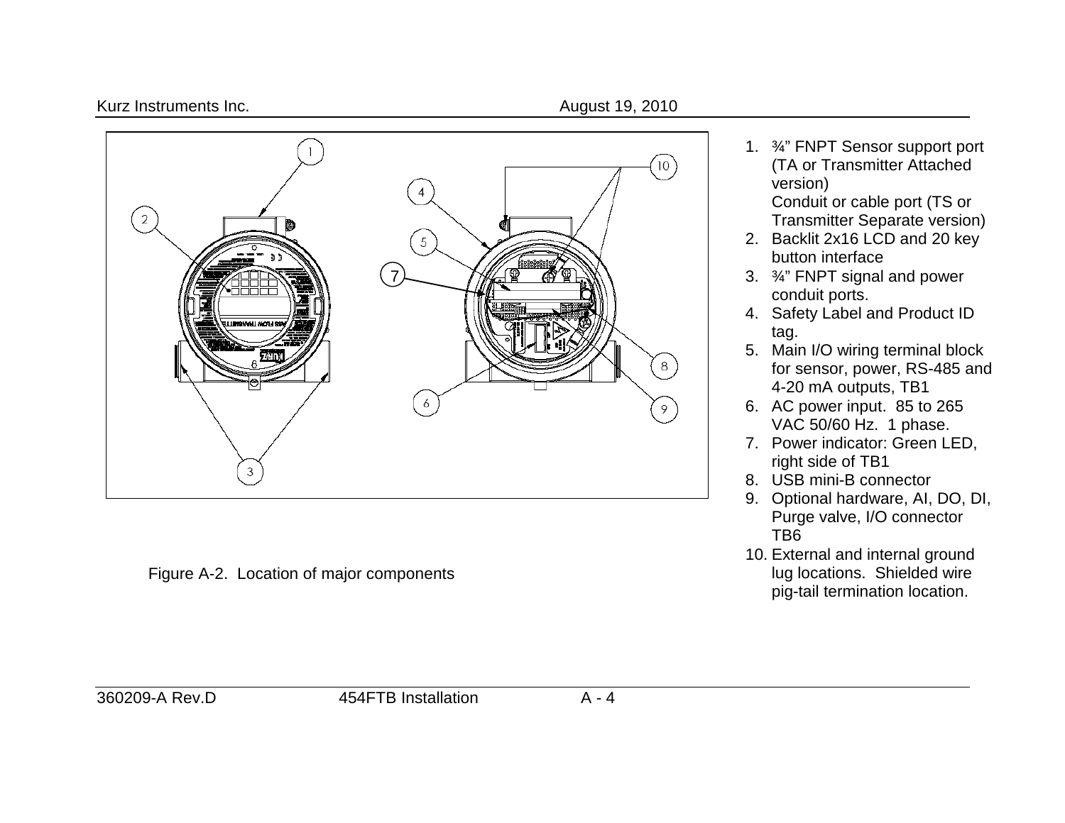Figure A-2. Location of major components

1. ¾" FNPT Sensor support port (TA or Transmitter Attached version)
   Conduit or cable port (TS or Transmitter Separate version)
2. Backlit 2x16 LCD and 20 key button interface
3. ¾" FNPT signal and power conduit ports.
4. Safety Label and Product ID tag.
5. Main I/O wiring terminal block for sensor, power, RS-485 and 4-20 mA outputs, TB1
6. AC power input. 85 to 265 VAC 50/60 Hz. 1 phase.
7. Power indicator: Green LED, right side of TB1
8. USB mini-B connector
9. Optional hardware, AI, DO, DI, Purge valve, I/O connector TB6
10. External and internal ground lug locations. Shielded wire pig-tail termination location.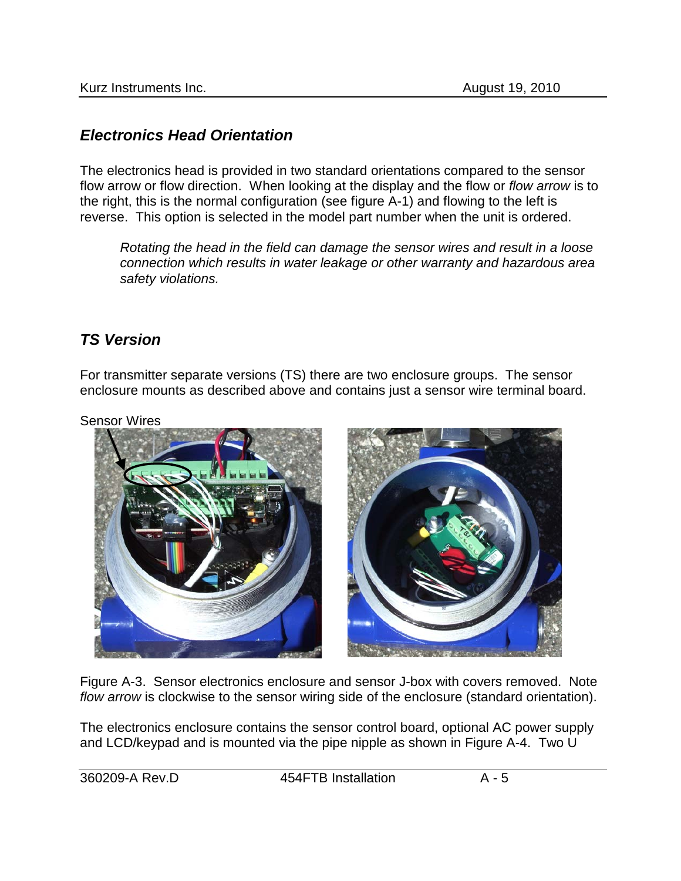## *Electronics Head Orientation*

The electronics head is provided in two standard orientations compared to the sensor flow arrow or flow direction. When looking at the display and the flow or *flow arrow* is to the right, this is the normal configuration (see figure A-1) and flowing to the left is reverse. This option is selected in the model part number when the unit is ordered.

> *Rotating the head in the field can damage the sensor wires and result in a loose connection which results in water leakage or other warranty and hazardous area safety violations.*

## *TS Version*

For transmitter separate versions (TS) there are two enclosure groups. The sensor enclosure mounts as described above and contains just a sensor wire terminal board.

Sensor Wires

Figure A-3. Sensor electronics enclosure and sensor J-box with covers removed. Note *flow arrow* is clockwise to the sensor wiring side of the enclosure (standard orientation).

The electronics enclosure contains the sensor control board, optional AC power supply and LCD/keypad and is mounted via the pipe nipple as shown in Figure A-4. Two U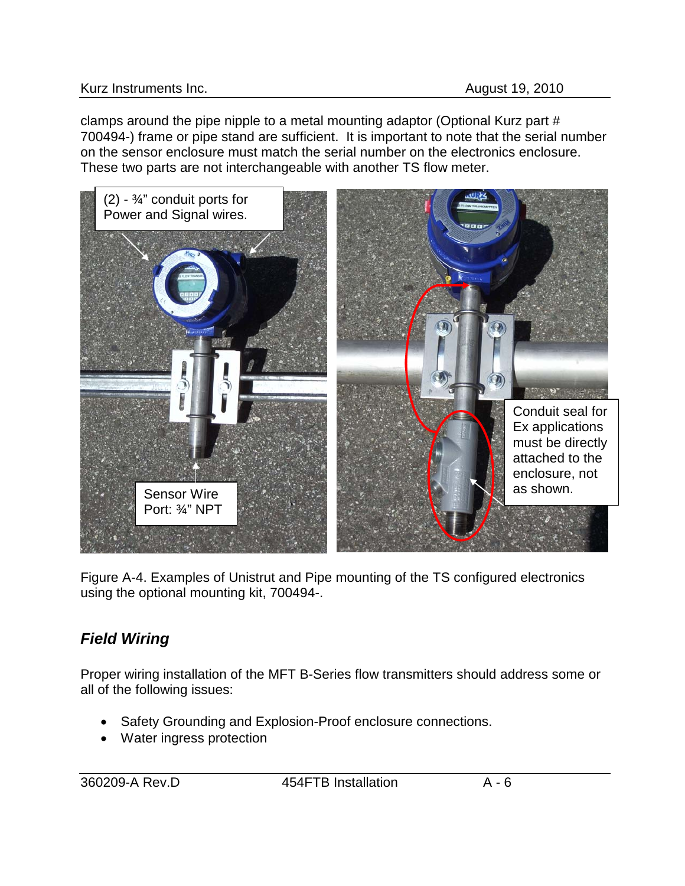clamps around the pipe nipple to a metal mounting adaptor (Optional Kurz part # 700494-) frame or pipe stand are sufficient.  It is important to note that the serial number on the sensor enclosure must match the serial number on the electronics enclosure. These two parts are not interchangeable with another TS flow meter.

(2) - ¾" conduit ports for Power and Signal wires.

Sensor Wire Port: ¾" NPT

Conduit seal for Ex applications must be directly attached to the enclosure, not as shown.

Figure A-4. Examples of Unistrut and Pipe mounting of the TS configured electronics using the optional mounting kit, 700494-.

### *Field Wiring*

Proper wiring installation of the MFT B-Series flow transmitters should address some or all of the following issues:

- Safety Grounding and Explosion-Proof enclosure connections.
- Water ingress protection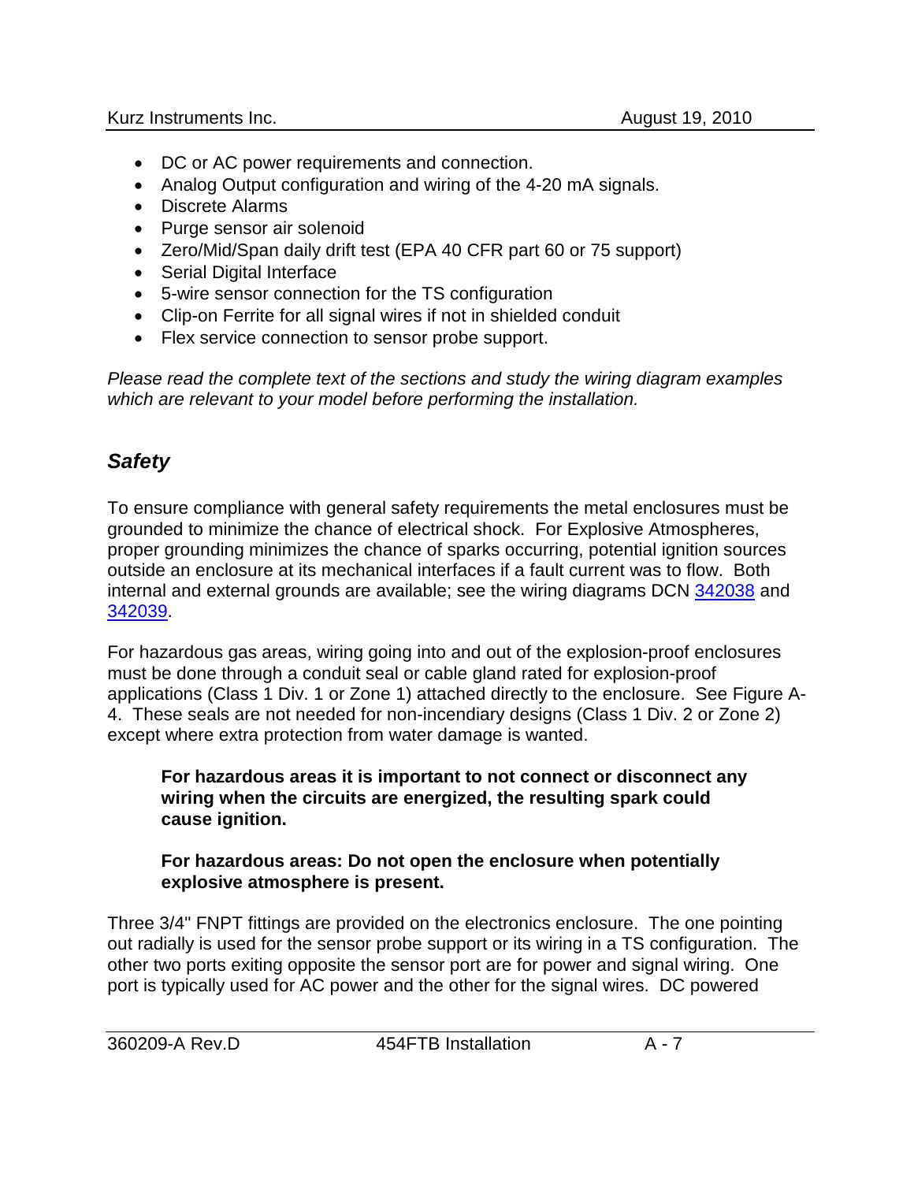- DC or AC power requirements and connection.
- Analog Output configuration and wiring of the 4-20 mA signals.
- Discrete Alarms
- Purge sensor air solenoid
- Zero/Mid/Span daily drift test (EPA 40 CFR part 60 or 75 support)
- Serial Digital Interface
- 5-wire sensor connection for the TS configuration
- Clip-on Ferrite for all signal wires if not in shielded conduit
- Flex service connection to sensor probe support.

*Please read the complete text of the sections and study the wiring diagram examples which are relevant to your model before performing the installation.*

## *Safety*

To ensure compliance with general safety requirements the metal enclosures must be grounded to minimize the chance of electrical shock. For Explosive Atmospheres, proper grounding minimizes the chance of sparks occurring, potential ignition sources outside an enclosure at its mechanical interfaces if a fault current was to flow. Both internal and external grounds are available; see the wiring diagrams DCN 342038 and 342039.

For hazardous gas areas, wiring going into and out of the explosion-proof enclosures must be done through a conduit seal or cable gland rated for explosion-proof applications (Class 1 Div. 1 or Zone 1) attached directly to the enclosure. See Figure A-4. These seals are not needed for non-incendiary designs (Class 1 Div. 2 or Zone 2) except where extra protection from water damage is wanted.

**For hazardous areas it is important to not connect or disconnect any wiring when the circuits are energized, the resulting spark could cause ignition.**

**For hazardous areas: Do not open the enclosure when potentially explosive atmosphere is present.**

Three 3/4" FNPT fittings are provided on the electronics enclosure. The one pointing out radially is used for the sensor probe support or its wiring in a TS configuration. The other two ports exiting opposite the sensor port are for power and signal wiring. One port is typically used for AC power and the other for the signal wires. DC powered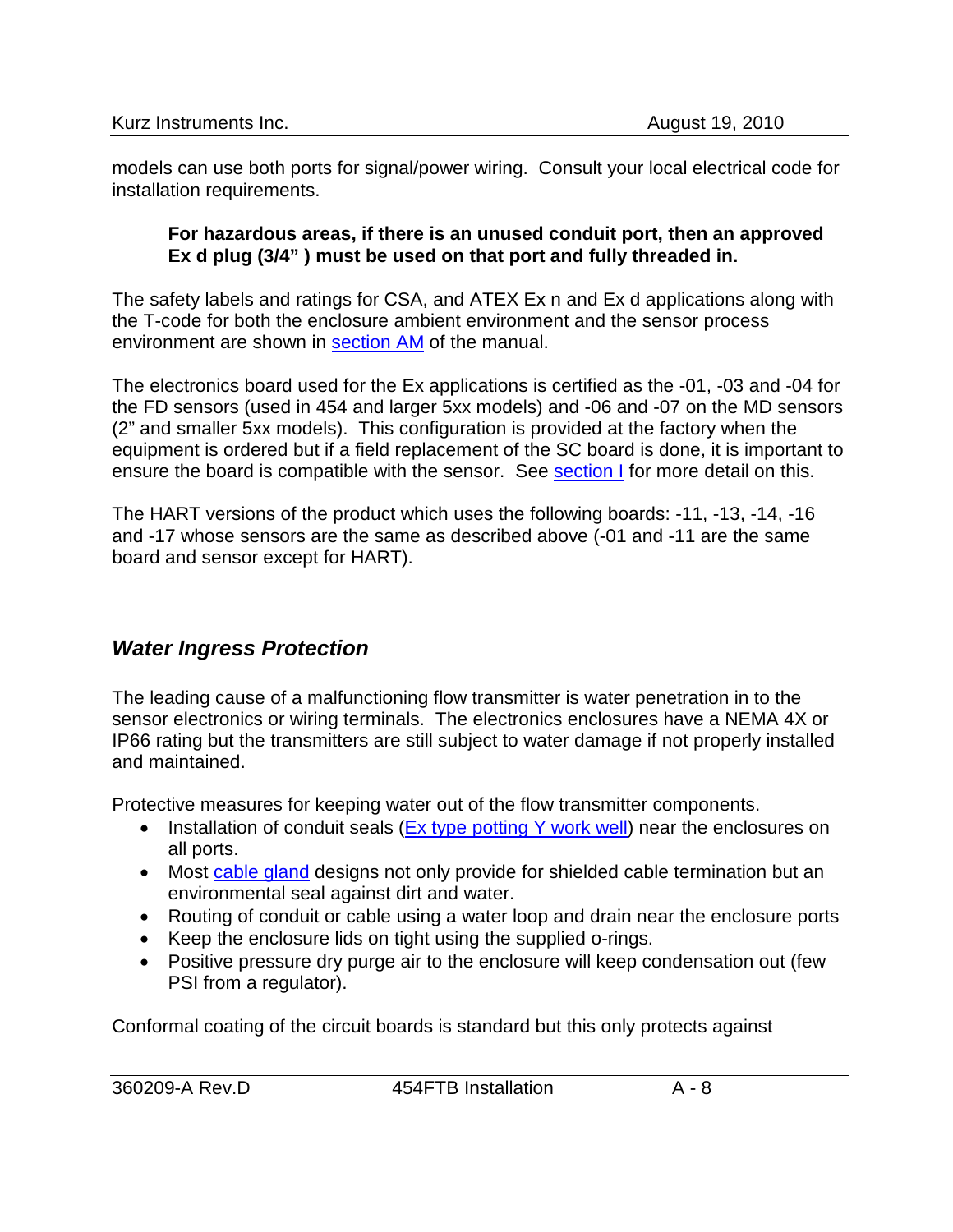models can use both ports for signal/power wiring. Consult your local electrical code for installation requirements.

> **For hazardous areas, if there is an unused conduit port, then an approved Ex d plug (3/4" ) must be used on that port and fully threaded in.**

The safety labels and ratings for CSA, and ATEX Ex n and Ex d applications along with the T-code for both the enclosure ambient environment and the sensor process environment are shown in section AM of the manual.

The electronics board used for the Ex applications is certified as the -01, -03 and -04 for the FD sensors (used in 454 and larger 5xx models) and -06 and -07 on the MD sensors (2" and smaller 5xx models). This configuration is provided at the factory when the equipment is ordered but if a field replacement of the SC board is done, it is important to ensure the board is compatible with the sensor. See section I for more detail on this.

The HART versions of the product which uses the following boards: -11, -13, -14, -16 and -17 whose sensors are the same as described above (-01 and -11 are the same board and sensor except for HART).

## *Water Ingress Protection*

The leading cause of a malfunctioning flow transmitter is water penetration in to the sensor electronics or wiring terminals. The electronics enclosures have a NEMA 4X or IP66 rating but the transmitters are still subject to water damage if not properly installed and maintained.

Protective measures for keeping water out of the flow transmitter components.

- Installation of conduit seals (Ex type potting Y work well) near the enclosures on all ports.
- Most cable gland designs not only provide for shielded cable termination but an environmental seal against dirt and water.
- Routing of conduit or cable using a water loop and drain near the enclosure ports
- Keep the enclosure lids on tight using the supplied o-rings.
- Positive pressure dry purge air to the enclosure will keep condensation out (few PSI from a regulator).

Conformal coating of the circuit boards is standard but this only protects against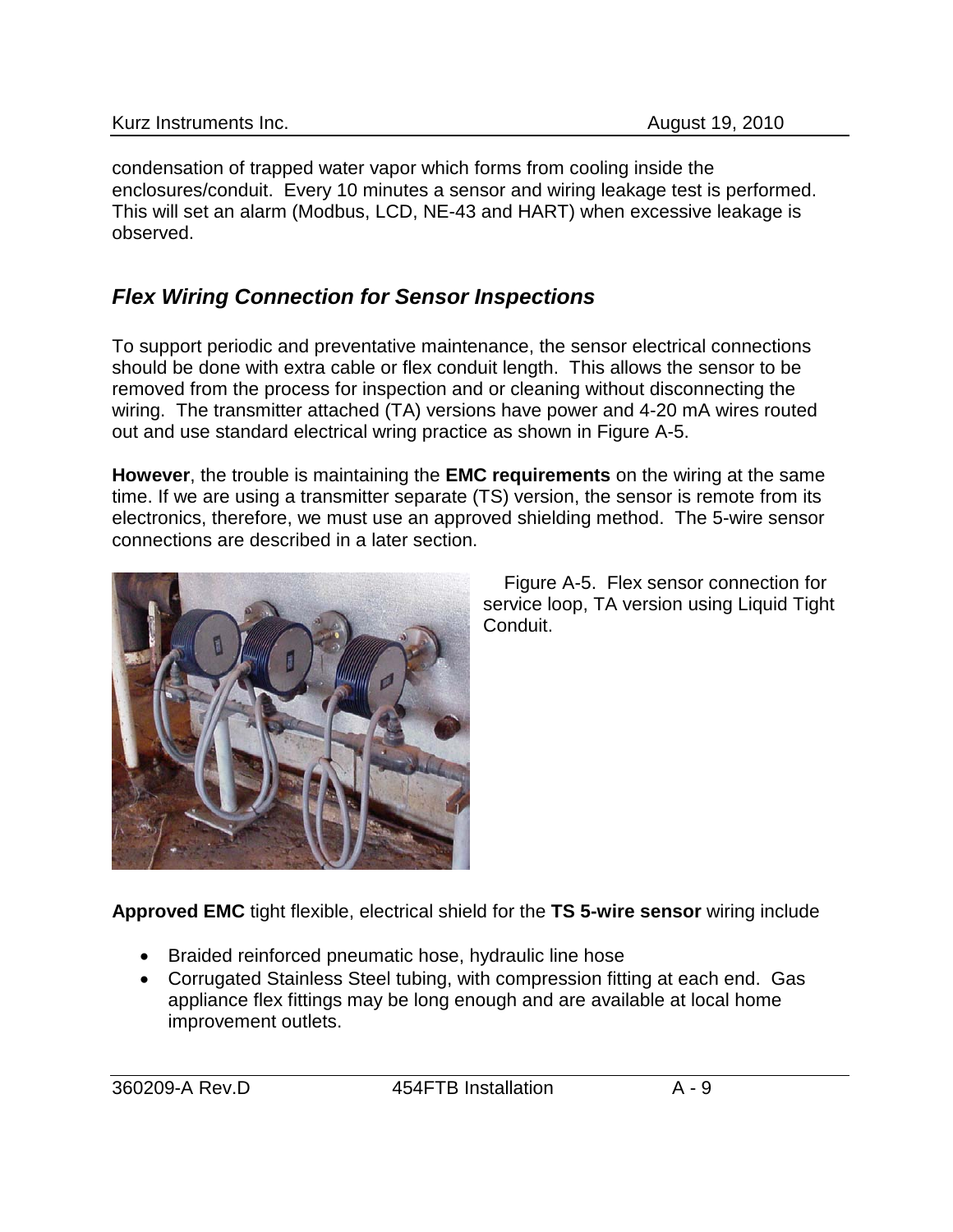condensation of trapped water vapor which forms from cooling inside the enclosures/conduit. Every 10 minutes a sensor and wiring leakage test is performed. This will set an alarm (Modbus, LCD, NE-43 and HART) when excessive leakage is observed.

## *Flex Wiring Connection for Sensor Inspections*

To support periodic and preventative maintenance, the sensor electrical connections should be done with extra cable or flex conduit length. This allows the sensor to be removed from the process for inspection and or cleaning without disconnecting the wiring. The transmitter attached (TA) versions have power and 4-20 mA wires routed out and use standard electrical wring practice as shown in Figure A-5.

**However**, the trouble is maintaining the **EMC requirements** on the wiring at the same time. If we are using a transmitter separate (TS) version, the sensor is remote from its electronics, therefore, we must use an approved shielding method. The 5-wire sensor connections are described in a later section.

Figure A-5. Flex sensor connection for service loop, TA version using Liquid Tight Conduit.

**Approved EMC** tight flexible, electrical shield for the **TS 5-wire sensor** wiring include

- Braided reinforced pneumatic hose, hydraulic line hose
- Corrugated Stainless Steel tubing, with compression fitting at each end. Gas appliance flex fittings may be long enough and are available at local home improvement outlets.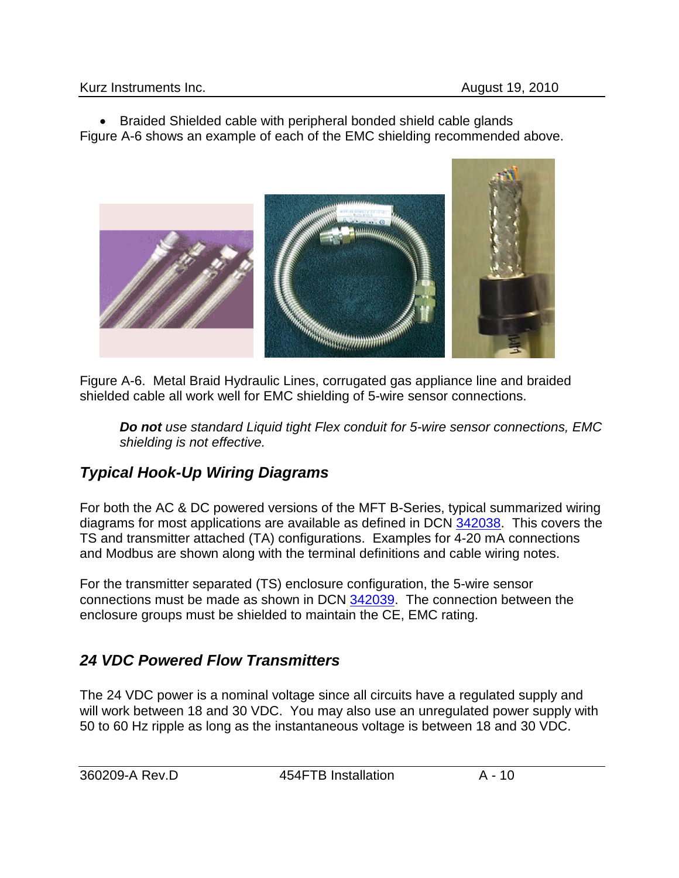- Braided Shielded cable with peripheral bonded shield cable glands

Figure A-6 shows an example of each of the EMC shielding recommended above.

Figure A-6. Metal Braid Hydraulic Lines, corrugated gas appliance line and braided shielded cable all work well for EMC shielding of 5-wire sensor connections.

> ***Do not** use standard Liquid tight Flex conduit for 5-wire sensor connections, EMC shielding is not effective.*

## *Typical Hook-Up Wiring Diagrams*

For both the AC & DC powered versions of the MFT B-Series, typical summarized wiring diagrams for most applications are available as defined in DCN 342038. This covers the TS and transmitter attached (TA) configurations. Examples for 4-20 mA connections and Modbus are shown along with the terminal definitions and cable wiring notes.

For the transmitter separated (TS) enclosure configuration, the 5-wire sensor connections must be made as shown in DCN 342039. The connection between the enclosure groups must be shielded to maintain the CE, EMC rating.

## *24 VDC Powered Flow Transmitters*

The 24 VDC power is a nominal voltage since all circuits have a regulated supply and will work between 18 and 30 VDC. You may also use an unregulated power supply with 50 to 60 Hz ripple as long as the instantaneous voltage is between 18 and 30 VDC.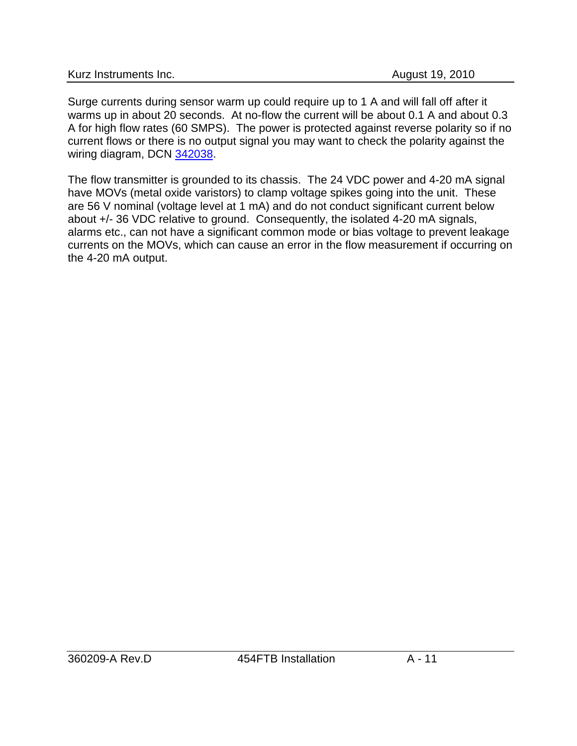Surge currents during sensor warm up could require up to 1 A and will fall off after it warms up in about 20 seconds. At no-flow the current will be about 0.1 A and about 0.3 A for high flow rates (60 SMPS). The power is protected against reverse polarity so if no current flows or there is no output signal you may want to check the polarity against the wiring diagram, DCN 342038.

The flow transmitter is grounded to its chassis. The 24 VDC power and 4-20 mA signal have MOVs (metal oxide varistors) to clamp voltage spikes going into the unit. These are 56 V nominal (voltage level at 1 mA) and do not conduct significant current below about +/- 36 VDC relative to ground. Consequently, the isolated 4-20 mA signals, alarms etc., can not have a significant common mode or bias voltage to prevent leakage currents on the MOVs, which can cause an error in the flow measurement if occurring on the 4-20 mA output.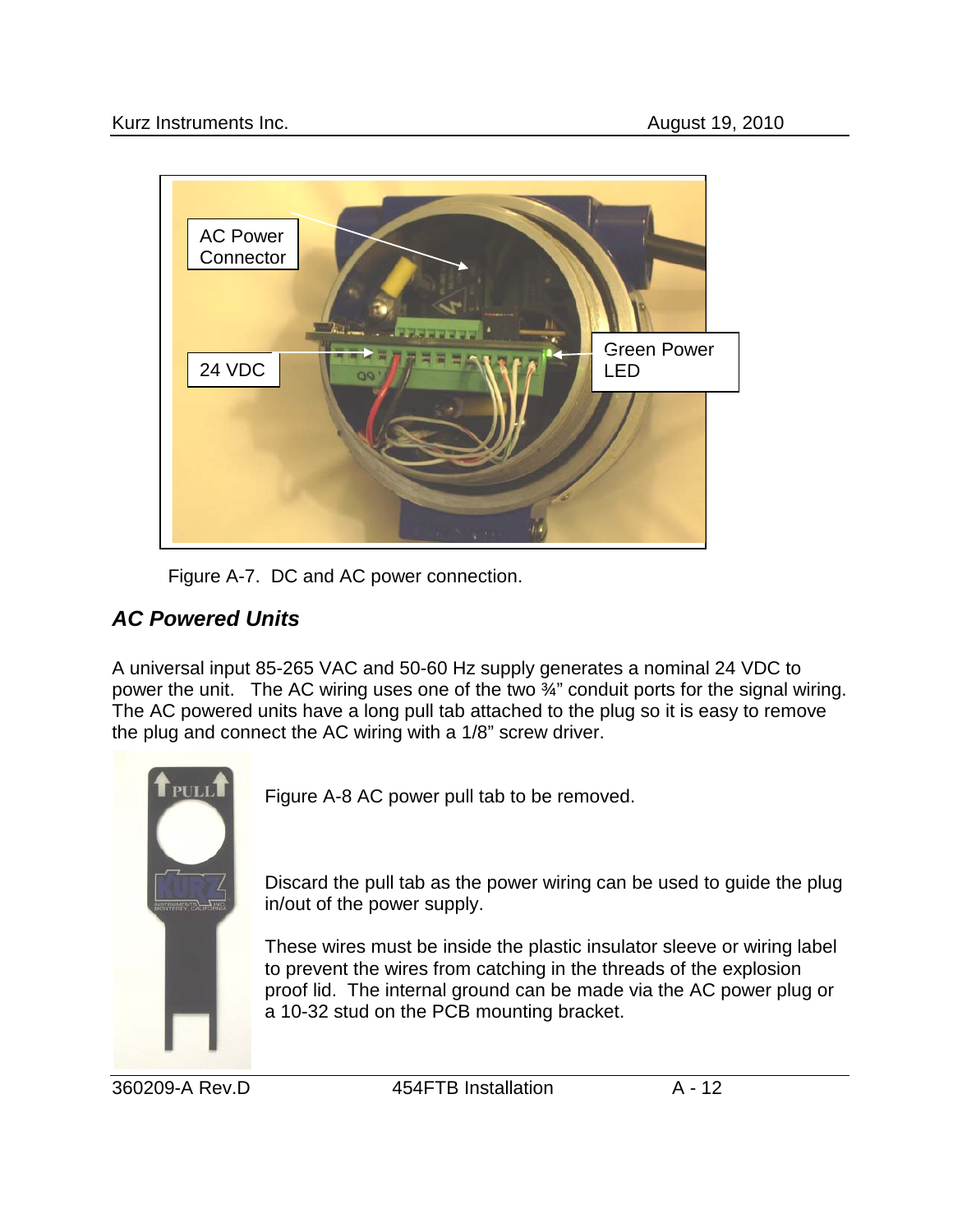Figure A-7. DC and AC power connection.

## *AC Powered Units*

A universal input 85-265 VAC and 50-60 Hz supply generates a nominal 24 VDC to power the unit. The AC wiring uses one of the two ¾" conduit ports for the signal wiring. The AC powered units have a long pull tab attached to the plug so it is easy to remove the plug and connect the AC wiring with a 1/8" screw driver.

Figure A-8 AC power pull tab to be removed.

Discard the pull tab as the power wiring can be used to guide the plug in/out of the power supply.

These wires must be inside the plastic insulator sleeve or wiring label to prevent the wires from catching in the threads of the explosion proof lid. The internal ground can be made via the AC power plug or a 10-32 stud on the PCB mounting bracket.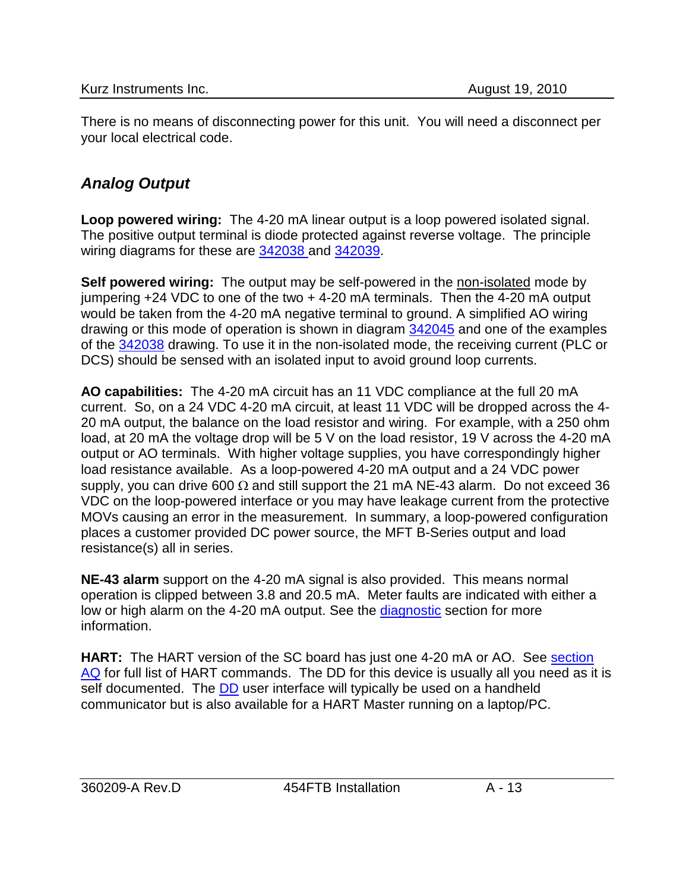There is no means of disconnecting power for this unit. You will need a disconnect per your local electrical code.

## *Analog Output*

**Loop powered wiring:** The 4-20 mA linear output is a loop powered isolated signal. The positive output terminal is diode protected against reverse voltage. The principle wiring diagrams for these are 342038 and 342039.

**Self powered wiring:** The output may be self-powered in the non-isolated mode by jumpering +24 VDC to one of the two + 4-20 mA terminals. Then the 4-20 mA output would be taken from the 4-20 mA negative terminal to ground. A simplified AO wiring drawing or this mode of operation is shown in diagram 342045 and one of the examples of the 342038 drawing. To use it in the non-isolated mode, the receiving current (PLC or DCS) should be sensed with an isolated input to avoid ground loop currents.

**AO capabilities:** The 4-20 mA circuit has an 11 VDC compliance at the full 20 mA current. So, on a 24 VDC 4-20 mA circuit, at least 11 VDC will be dropped across the 4-20 mA output, the balance on the load resistor and wiring. For example, with a 250 ohm load, at 20 mA the voltage drop will be 5 V on the load resistor, 19 V across the 4-20 mA output or AO terminals. With higher voltage supplies, you have correspondingly higher load resistance available. As a loop-powered 4-20 mA output and a 24 VDC power supply, you can drive 600 Ω and still support the 21 mA NE-43 alarm. Do not exceed 36 VDC on the loop-powered interface or you may have leakage current from the protective MOVs causing an error in the measurement. In summary, a loop-powered configuration places a customer provided DC power source, the MFT B-Series output and load resistance(s) all in series.

**NE-43 alarm** support on the 4-20 mA signal is also provided. This means normal operation is clipped between 3.8 and 20.5 mA. Meter faults are indicated with either a low or high alarm on the 4-20 mA output. See the diagnostic section for more information.

**HART:** The HART version of the SC board has just one 4-20 mA or AO. See section AQ for full list of HART commands. The DD for this device is usually all you need as it is self documented. The DD user interface will typically be used on a handheld communicator but is also available for a HART Master running on a laptop/PC.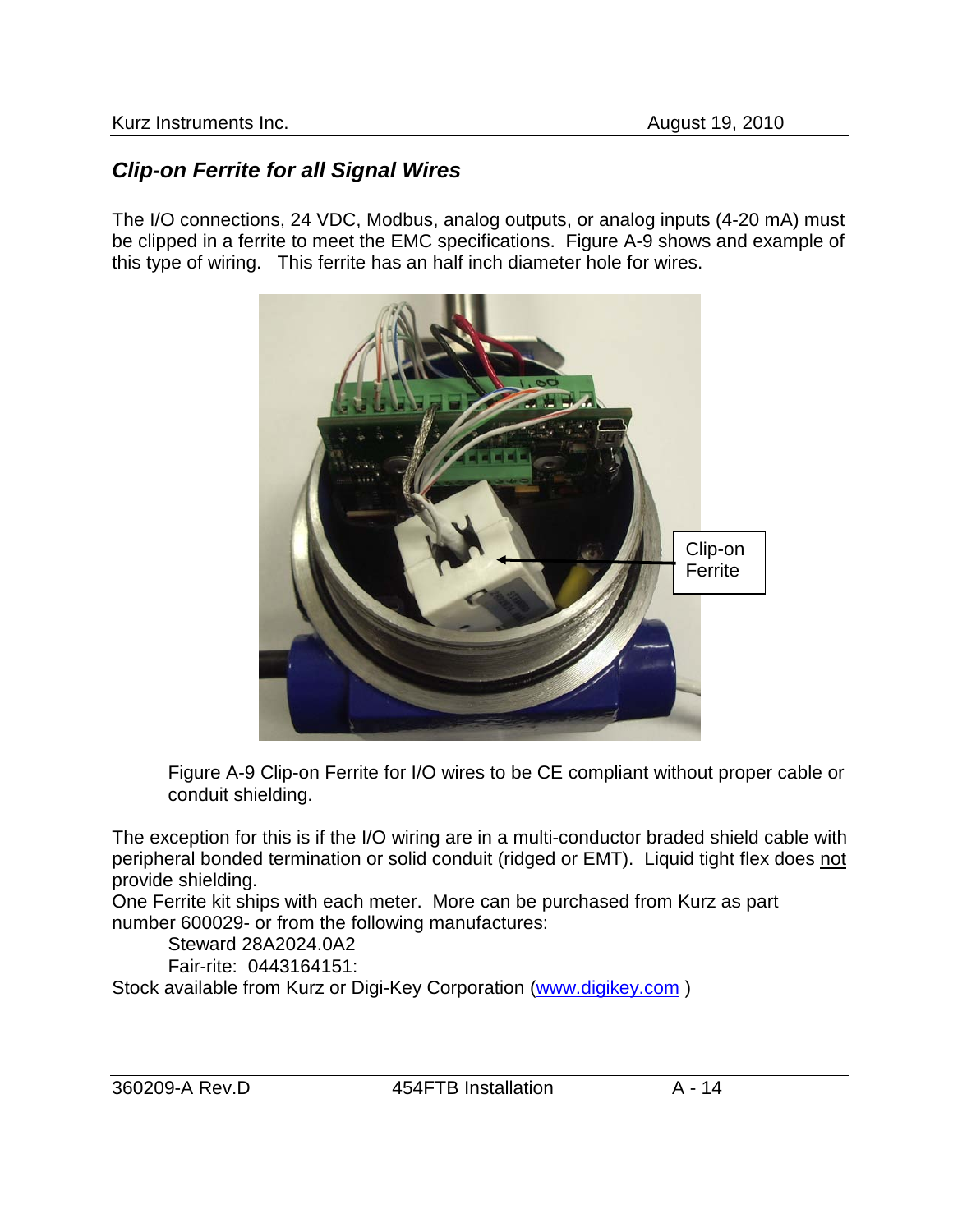## *Clip-on Ferrite for all Signal Wires*

The I/O connections, 24 VDC, Modbus, analog outputs, or analog inputs (4-20 mA) must be clipped in a ferrite to meet the EMC specifications. Figure A-9 shows and example of this type of wiring. This ferrite has an half inch diameter hole for wires.

Figure A-9 Clip-on Ferrite for I/O wires to be CE compliant without proper cable or conduit shielding.

The exception for this is if the I/O wiring are in a multi-conductor braded shield cable with peripheral bonded termination or solid conduit (ridged or EMT). Liquid tight flex does not provide shielding.

One Ferrite kit ships with each meter. More can be purchased from Kurz as part number 600029- or from the following manufactures:

Steward 28A2024.0A2

Fair-rite: 0443164151:

Stock available from Kurz or Digi-Key Corporation (www.digikey.com )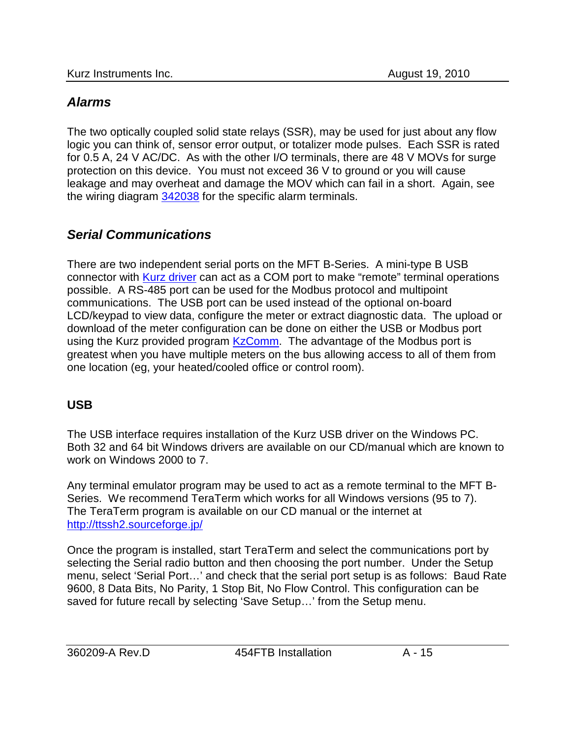## *Alarms*

The two optically coupled solid state relays (SSR), may be used for just about any flow logic you can think of, sensor error output, or totalizer mode pulses. Each SSR is rated for 0.5 A, 24 V AC/DC. As with the other I/O terminals, there are 48 V MOVs for surge protection on this device. You must not exceed 36 V to ground or you will cause leakage and may overheat and damage the MOV which can fail in a short. Again, see the wiring diagram 342038 for the specific alarm terminals.

## *Serial Communications*

There are two independent serial ports on the MFT B-Series. A mini-type B USB connector with Kurz driver can act as a COM port to make "remote" terminal operations possible. A RS-485 port can be used for the Modbus protocol and multipoint communications. The USB port can be used instead of the optional on-board LCD/keypad to view data, configure the meter or extract diagnostic data. The upload or download of the meter configuration can be done on either the USB or Modbus port using the Kurz provided program KzComm. The advantage of the Modbus port is greatest when you have multiple meters on the bus allowing access to all of them from one location (eg, your heated/cooled office or control room).

### **USB**

The USB interface requires installation of the Kurz USB driver on the Windows PC. Both 32 and 64 bit Windows drivers are available on our CD/manual which are known to work on Windows 2000 to 7.

Any terminal emulator program may be used to act as a remote terminal to the MFT B-Series. We recommend TeraTerm which works for all Windows versions (95 to 7). The TeraTerm program is available on our CD manual or the internet at http://ttssh2.sourceforge.jp/

Once the program is installed, start TeraTerm and select the communications port by selecting the Serial radio button and then choosing the port number. Under the Setup menu, select 'Serial Port…' and check that the serial port setup is as follows: Baud Rate 9600, 8 Data Bits, No Parity, 1 Stop Bit, No Flow Control. This configuration can be saved for future recall by selecting 'Save Setup…' from the Setup menu.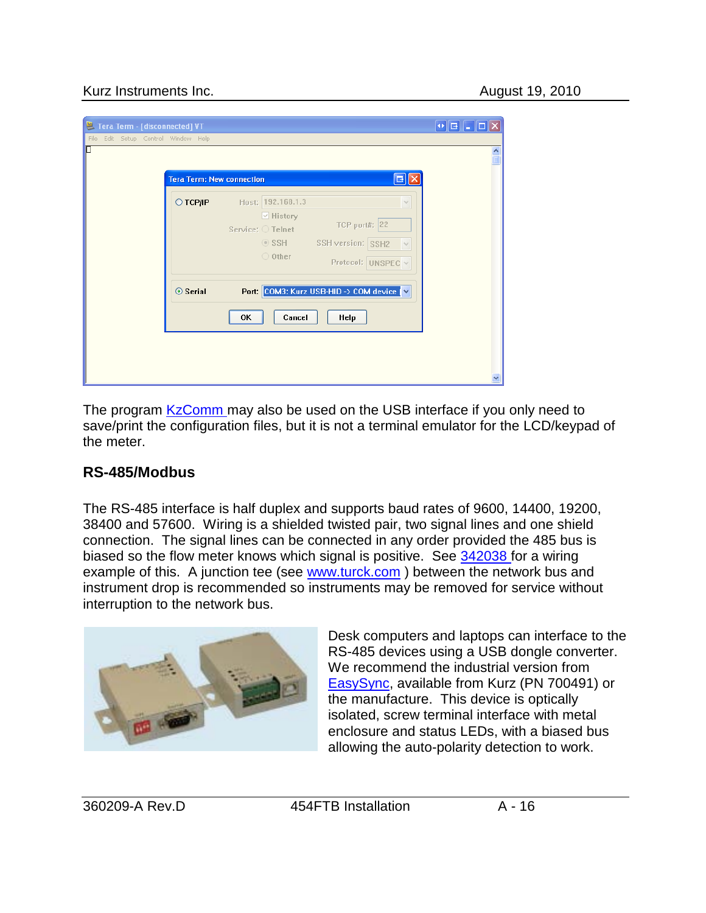The program KzComm may also be used on the USB interface if you only need to save/print the configuration files, but it is not a terminal emulator for the LCD/keypad of the meter.

## RS-485/Modbus

The RS-485 interface is half duplex and supports baud rates of 9600, 14400, 19200, 38400 and 57600. Wiring is a shielded twisted pair, two signal lines and one shield connection. The signal lines can be connected in any order provided the 485 bus is biased so the flow meter knows which signal is positive. See 342038 for a wiring example of this. A junction tee (see www.turck.com ) between the network bus and instrument drop is recommended so instruments may be removed for service without interruption to the network bus.

Desk computers and laptops can interface to the RS-485 devices using a USB dongle converter. We recommend the industrial version from EasySync, available from Kurz (PN 700491) or the manufacture. This device is optically isolated, screw terminal interface with metal enclosure and status LEDs, with a biased bus allowing the auto-polarity detection to work.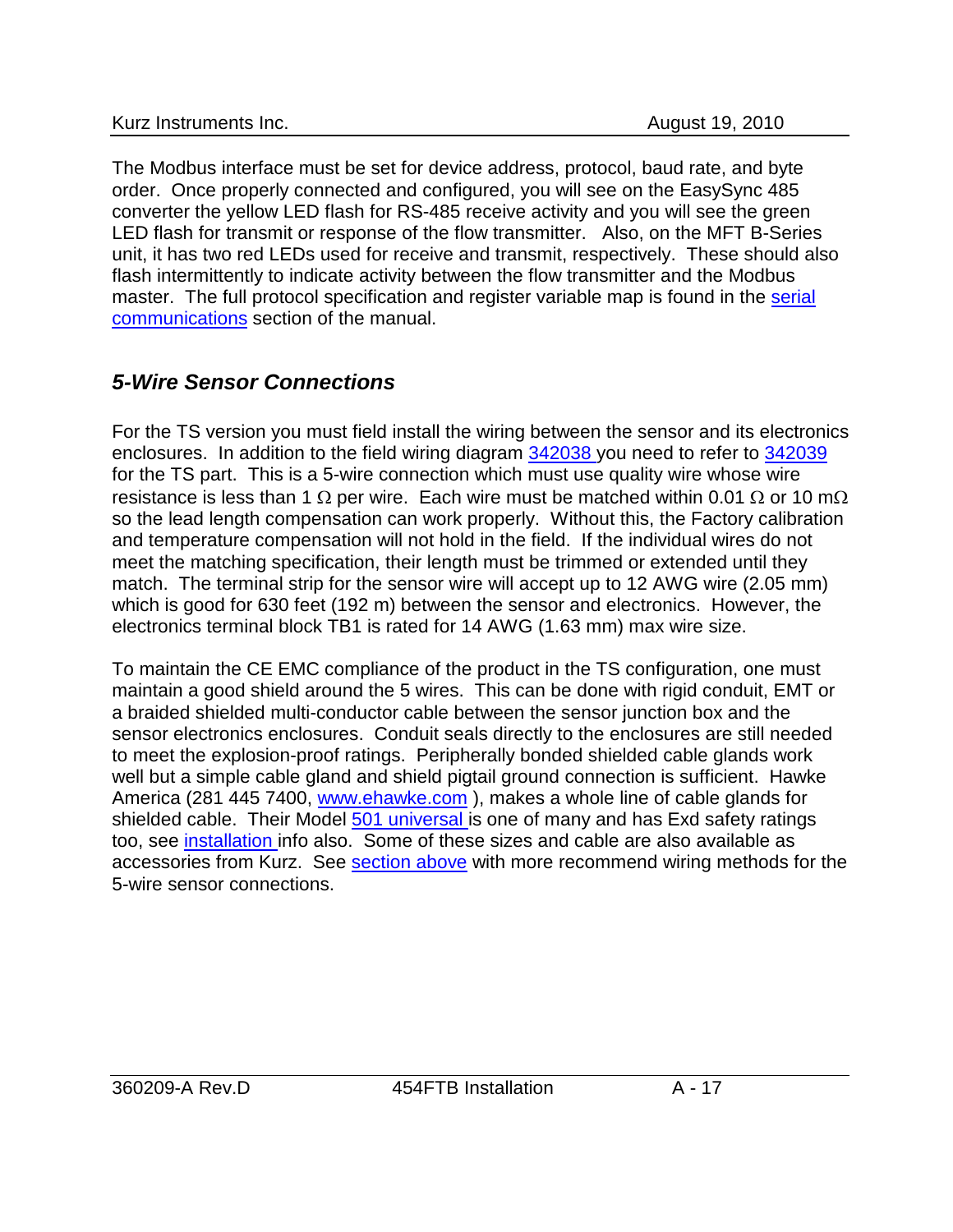The Modbus interface must be set for device address, protocol, baud rate, and byte order. Once properly connected and configured, you will see on the EasySync 485 converter the yellow LED flash for RS-485 receive activity and you will see the green LED flash for transmit or response of the flow transmitter. Also, on the MFT B-Series unit, it has two red LEDs used for receive and transmit, respectively. These should also flash intermittently to indicate activity between the flow transmitter and the Modbus master. The full protocol specification and register variable map is found in the serial communications section of the manual.

## *5-Wire Sensor Connections*

For the TS version you must field install the wiring between the sensor and its electronics enclosures. In addition to the field wiring diagram 342038 you need to refer to 342039 for the TS part. This is a 5-wire connection which must use quality wire whose wire resistance is less than 1 Ω per wire. Each wire must be matched within 0.01 Ω or 10 mΩ so the lead length compensation can work properly. Without this, the Factory calibration and temperature compensation will not hold in the field. If the individual wires do not meet the matching specification, their length must be trimmed or extended until they match. The terminal strip for the sensor wire will accept up to 12 AWG wire (2.05 mm) which is good for 630 feet (192 m) between the sensor and electronics. However, the electronics terminal block TB1 is rated for 14 AWG (1.63 mm) max wire size.

To maintain the CE EMC compliance of the product in the TS configuration, one must maintain a good shield around the 5 wires. This can be done with rigid conduit, EMT or a braided shielded multi-conductor cable between the sensor junction box and the sensor electronics enclosures. Conduit seals directly to the enclosures are still needed to meet the explosion-proof ratings. Peripherally bonded shielded cable glands work well but a simple cable gland and shield pigtail ground connection is sufficient. Hawke America (281 445 7400, www.ehawke.com ), makes a whole line of cable glands for shielded cable. Their Model 501 universal is one of many and has Exd safety ratings too, see installation info also. Some of these sizes and cable are also available as accessories from Kurz. See section above with more recommend wiring methods for the 5-wire sensor connections.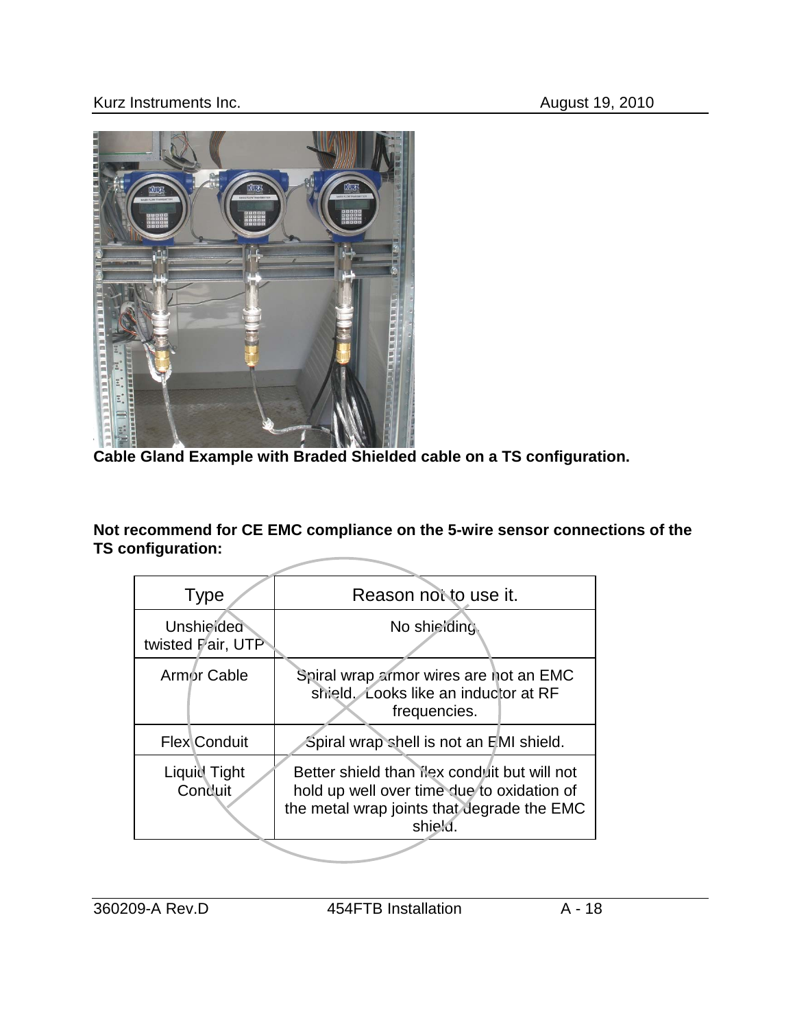**Cable Gland Example with Braded Shielded cable on a TS configuration.**

**Not recommend for CE EMC compliance on the 5-wire sensor connections of the TS configuration:**

| Type | Reason not to use it. |
|---|---|
| Unshielded twisted Pair, UTP | No shielding. |
| Armor Cable | Spiral wrap armor wires are not an EMC shield. Looks like an inductor at RF frequencies. |
| Flex Conduit | Spiral wrap shell is not an EMI shield. |
| Liquid Tight Conduit | Better shield than flex conduit but will not hold up well over time due to oxidation of the metal wrap joints that degrade the EMC shield. |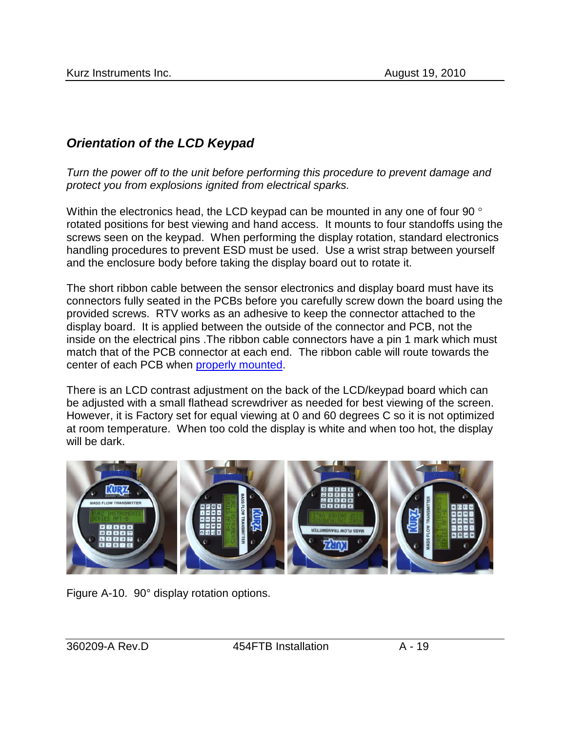## *Orientation of the LCD Keypad*

*Turn the power off to the unit before performing this procedure to prevent damage and protect you from explosions ignited from electrical sparks.*

Within the electronics head, the LCD keypad can be mounted in any one of four 90 ° rotated positions for best viewing and hand access. It mounts to four standoffs using the screws seen on the keypad. When performing the display rotation, standard electronics handling procedures to prevent ESD must be used. Use a wrist strap between yourself and the enclosure body before taking the display board out to rotate it.

The short ribbon cable between the sensor electronics and display board must have its connectors fully seated in the PCBs before you carefully screw down the board using the provided screws. RTV works as an adhesive to keep the connector attached to the display board. It is applied between the outside of the connector and PCB, not the inside on the electrical pins .The ribbon cable connectors have a pin 1 mark which must match that of the PCB connector at each end. The ribbon cable will route towards the center of each PCB when properly mounted.

There is an LCD contrast adjustment on the back of the LCD/keypad board which can be adjusted with a small flathead screwdriver as needed for best viewing of the screen. However, it is Factory set for equal viewing at 0 and 60 degrees C so it is not optimized at room temperature. When too cold the display is white and when too hot, the display will be dark.

Figure A-10. 90° display rotation options.